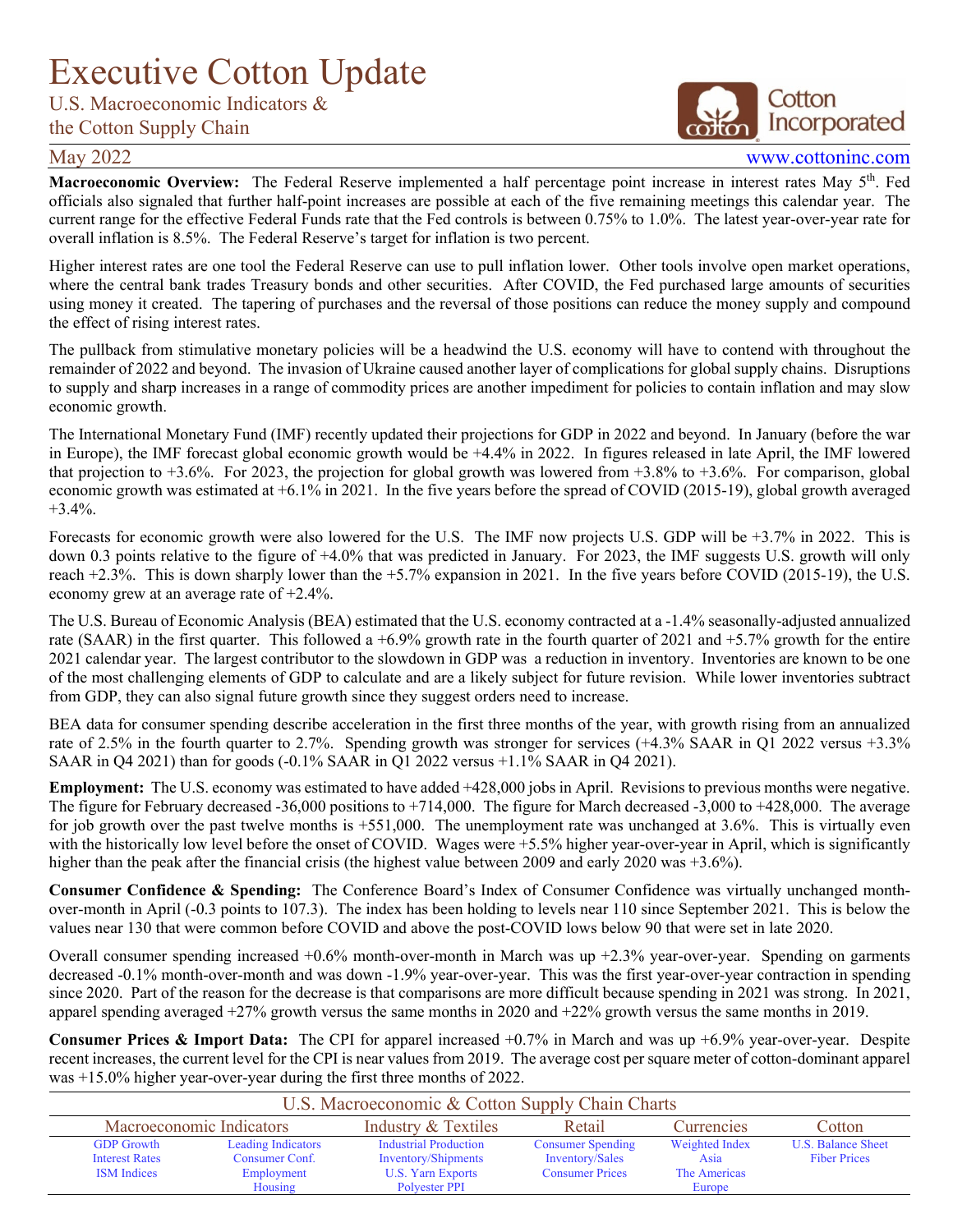# Executive Cotton Update

## U.S. Macroeconomic Indicators & the Cotton Supply Chain

May 2022

www.cottoninc.com

**Macroeconomic Overview:** The Federal Reserve implemented a half percentage point increase in interest rates May 5th. Fed officials also signaled that further half-point increases are possible at each of the five remaining meetings this calendar year. The current range for the effective Federal Funds rate that the Fed controls is between 0.75% to 1.0%. The latest year-over-year rate for overall inflation is 8.5%. The Federal Reserve's target for inflation is two percent.

Higher interest rates are one tool the Federal Reserve can use to pull inflation lower. Other tools involve open market operations, where the central bank trades Treasury bonds and other securities. After COVID, the Fed purchased large amounts of securities using money it created. The tapering of purchases and the reversal of those positions can reduce the money supply and compound the effect of rising interest rates.

The pullback from stimulative monetary policies will be a headwind the U.S. economy will have to contend with throughout the remainder of 2022 and beyond. The invasion of Ukraine caused another layer of complications for global supply chains. Disruptions to supply and sharp increases in a range of commodity prices are another impediment for policies to contain inflation and may slow economic growth.

The International Monetary Fund (IMF) recently updated their projections for GDP in 2022 and beyond. In January (before the war in Europe), the IMF forecast global economic growth would be +4.4% in 2022. In figures released in late April, the IMF lowered that projection to +3.6%. For 2023, the projection for global growth was lowered from +3.8% to +3.6%. For comparison, global economic growth was estimated at +6.1% in 2021. In the five years before the spread of COVID (2015-19), global growth averaged +3.4%.

Forecasts for economic growth were also lowered for the U.S. The IMF now projects U.S. GDP will be +3.7% in 2022. This is down 0.3 points relative to the figure of +4.0% that was predicted in January. For 2023, the IMF suggests U.S. growth will only reach +2.3%. This is down sharply lower than the +5.7% expansion in 2021. In the five years before COVID (2015-19), the U.S. economy grew at an average rate of +2.4%.

The U.S. Bureau of Economic Analysis (BEA) estimated that the U.S. economy contracted at a -1.4% seasonally-adjusted annualized rate (SAAR) in the first quarter. This followed a +6.9% growth rate in the fourth quarter of 2021 and +5.7% growth for the entire 2021 calendar year. The largest contributor to the slowdown in GDP was a reduction in inventory. Inventories are known to be one of the most challenging elements of GDP to calculate and are a likely subject for future revision. While lower inventories subtract from GDP, they can also signal future growth since they suggest orders need to increase.

BEA data for consumer spending describe acceleration in the first three months of the year, with growth rising from an annualized rate of 2.5% in the fourth quarter to 2.7%. Spending growth was stronger for services (+4.3% SAAR in Q1 2022 versus +3.3% SAAR in Q4 2021) than for goods (-0.1% SAAR in Q1 2022 versus +1.1% SAAR in Q4 2021).

**Employment:** The U.S. economy was estimated to have added +428,000 jobs in April. Revisions to previous months were negative. The figure for February decreased -36,000 positions to +714,000. The figure for March decreased -3,000 to +428,000. The average for job growth over the past twelve months is +551,000. The unemployment rate was unchanged at 3.6%. This is virtually even with the historically low level before the onset of COVID. Wages were +5.5% higher year-over-year in April, which is significantly higher than the peak after the financial crisis (the highest value between 2009 and early 2020 was +3.6%).

**Consumer Confidence & Spending:** The Conference Board's Index of Consumer Confidence was virtually unchanged month-over-month in April (-0.3 points to 107.3). The index has been holding to levels near 110 since September 2021. This is below the values near 130 that were common before COVID and above the post-COVID lows below 90 that were set in late 2020.

Overall consumer spending increased +0.6% month-over-month in March was up +2.3% year-over-year. Spending on garments decreased -0.1% month-over-month and was down -1.9% year-over-year. This was the first year-over-year contraction in spending since 2020. Part of the reason for the decrease is that comparisons are more difficult because spending in 2021 was strong. In 2021, apparel spending averaged +27% growth versus the same months in 2020 and +22% growth versus the same months in 2019.

**Consumer Prices & Import Data:** The CPI for apparel increased +0.7% in March and was up +6.9% year-over-year. Despite recent increases, the current level for the CPI is near values from 2019. The average cost per square meter of cotton-dominant apparel was +15.0% higher year-over-year during the first three months of 2022.

### U.S. Macroeconomic & Cotton Supply Chain Charts

| Macroeconomic Indicators | | Industry & Textiles | Retail | Currencies | Cotton |
|---|---|---|---|---|---|
| GDP Growth | Leading Indicators | Industrial Production | Consumer Spending | Weighted Index | U.S. Balance Sheet |
| Interest Rates | Consumer Conf. | Inventory/Shipments | Inventory/Sales | Asia | Fiber Prices |
| ISM Indices | Employment | U.S. Yarn Exports | Consumer Prices | The Americas | |
| | Housing | Polyester PPI | | Europe | |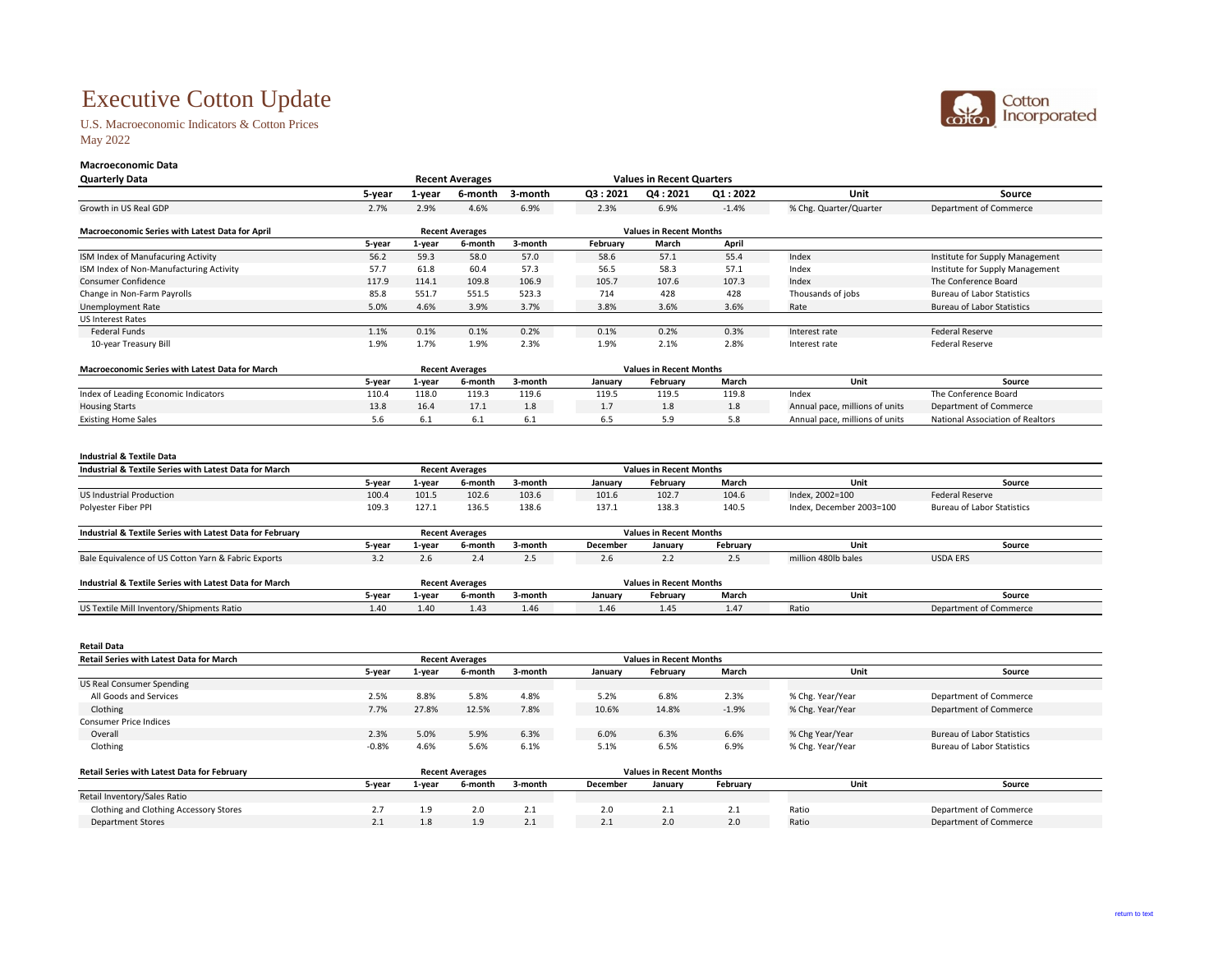# Executive Cotton Update

U.S. Macroeconomic Indicators & Cotton Prices
May 2022

## Macroeconomic Data

| Quarterly Data | Recent Averages | | | | Values in Recent Quarters | | | | |
|---|---|---|---|---|---|---|---|---|---|
| | 5-year | 1-year | 6-month | 3-month | Q3 : 2021 | Q4 : 2021 | Q1 : 2022 | Unit | Source |
| Growth in US Real GDP | 2.7% | 2.9% | 4.6% | 6.9% | 2.3% | 6.9% | -1.4% | % Chg. Quarter/Quarter | Department of Commerce |

| Macroeconomic Series with Latest Data for April | Recent Averages | | | | Values in Recent Months | | | | |
|---|---|---|---|---|---|---|---|---|---|
| | 5-year | 1-year | 6-month | 3-month | February | March | April | | |
| ISM Index of Manufacuring Activity | 56.2 | 59.3 | 58.0 | 57.0 | 58.6 | 57.1 | 55.4 | Index | Institute for Supply Management |
| ISM Index of Non-Manufacturing Activity | 57.7 | 61.8 | 60.4 | 57.3 | 56.5 | 58.3 | 57.1 | Index | Institute for Supply Management |
| Consumer Confidence | 117.9 | 114.1 | 109.8 | 106.9 | 105.7 | 107.6 | 107.3 | Index | The Conference Board |
| Change in Non-Farm Payrolls | 85.8 | 551.7 | 551.5 | 523.3 | 714 | 428 | 428 | Thousands of jobs | Bureau of Labor Statistics |
| Unemployment Rate | 5.0% | 4.6% | 3.9% | 3.7% | 3.8% | 3.6% | 3.6% | Rate | Bureau of Labor Statistics |
| US Interest Rates | | | | | | | | | |
| Federal Funds | 1.1% | 0.1% | 0.1% | 0.2% | 0.1% | 0.2% | 0.3% | Interest rate | Federal Reserve |
| 10-year Treasury Bill | 1.9% | 1.7% | 1.9% | 2.3% | 1.9% | 2.1% | 2.8% | Interest rate | Federal Reserve |

| Macroeconomic Series with Latest Data for March | Recent Averages | | | | Values in Recent Months | | | | |
|---|---|---|---|---|---|---|---|---|---|
| | 5-year | 1-year | 6-month | 3-month | January | February | March | Unit | Source |
| Index of Leading Economic Indicators | 110.4 | 118.0 | 119.3 | 119.6 | 119.5 | 119.5 | 119.8 | Index | The Conference Board |
| Housing Starts | 13.8 | 16.4 | 17.1 | 1.8 | 1.7 | 1.8 | 1.8 | Annual pace, millions of units | Department of Commerce |
| Existing Home Sales | 5.6 | 6.1 | 6.1 | 6.1 | 6.5 | 5.9 | 5.8 | Annual pace, millions of units | National Association of Realtors |

## Industrial & Textile Data

| Industrial & Textile Series with Latest Data for March | Recent Averages | | | | Values in Recent Months | | | | |
|---|---|---|---|---|---|---|---|---|---|
| | 5-year | 1-year | 6-month | 3-month | January | February | March | Unit | Source |
| US Industrial Production | 100.4 | 101.5 | 102.6 | 103.6 | 101.6 | 102.7 | 104.6 | Index, 2002=100 | Federal Reserve |
| Polyester Fiber PPI | 109.3 | 127.1 | 136.5 | 138.6 | 137.1 | 138.3 | 140.5 | Index, December 2003=100 | Bureau of Labor Statistics |

| Industrial & Textile Series with Latest Data for February | Recent Averages | | | | Values in Recent Months | | | | |
|---|---|---|---|---|---|---|---|---|---|
| | 5-year | 1-year | 6-month | 3-month | December | January | February | Unit | Source |
| Bale Equivalence of US Cotton Yarn & Fabric Exports | 3.2 | 2.6 | 2.4 | 2.5 | 2.6 | 2.2 | 2.5 | million 480lb bales | USDA ERS |

| Industrial & Textile Series with Latest Data for March | Recent Averages | | | | Values in Recent Months | | | | |
|---|---|---|---|---|---|---|---|---|---|
| | 5-year | 1-year | 6-month | 3-month | January | February | March | Unit | Source |
| US Textile Mill Inventory/Shipments Ratio | 1.40 | 1.40 | 1.43 | 1.46 | 1.46 | 1.45 | 1.47 | Ratio | Department of Commerce |

## Retail Data

| Retail Series with Latest Data for March | Recent Averages | | | | Values in Recent Months | | | | |
|---|---|---|---|---|---|---|---|---|---|
| | 5-year | 1-year | 6-month | 3-month | January | February | March | Unit | Source |
| US Real Consumer Spending | | | | | | | | | |
| All Goods and Services | 2.5% | 8.8% | 5.8% | 4.8% | 5.2% | 6.8% | 2.3% | % Chg. Year/Year | Department of Commerce |
| Clothing | 7.7% | 27.8% | 12.5% | 7.8% | 10.6% | 14.8% | -1.9% | % Chg. Year/Year | Department of Commerce |
| Consumer Price Indices | | | | | | | | | |
| Overall | 2.3% | 5.0% | 5.9% | 6.3% | 6.0% | 6.3% | 6.6% | % Chg Year/Year | Bureau of Labor Statistics |
| Clothing | -0.8% | 4.6% | 5.6% | 6.1% | 5.1% | 6.5% | 6.9% | % Chg. Year/Year | Bureau of Labor Statistics |

| Retail Series with Latest Data for February | Recent Averages | | | | Values in Recent Months | | | | |
|---|---|---|---|---|---|---|---|---|---|
| | 5-year | 1-year | 6-month | 3-month | December | January | February | Unit | Source |
| Retail Inventory/Sales Ratio | | | | | | | | | |
| Clothing and Clothing Accessory Stores | 2.7 | 1.9 | 2.0 | 2.1 | 2.0 | 2.1 | 2.1 | Ratio | Department of Commerce |
| Department Stores | 2.1 | 1.8 | 1.9 | 2.1 | 2.1 | 2.0 | 2.0 | Ratio | Department of Commerce |

return to text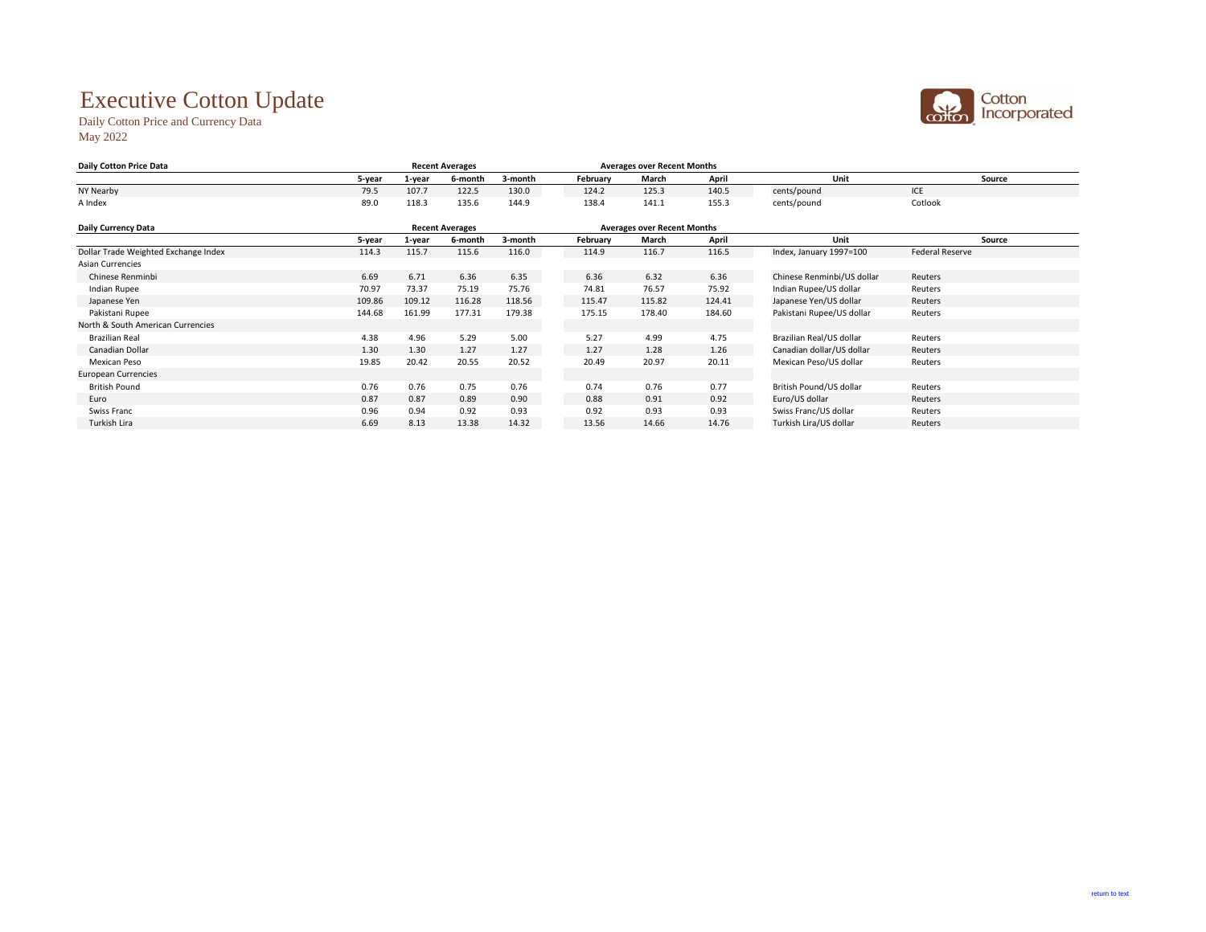# Executive Cotton Update

Daily Cotton Price and Currency Data

May 2022

| Daily Cotton Price Data | Recent Averages | | | | Averages over Recent Months | | | Unit | Source |
|---|---|---|---|---|---|---|---|---|---|
| | 5-year | 1-year | 6-month | 3-month | February | March | April | | |
| NY Nearby | 79.5 | 107.7 | 122.5 | 130.0 | 124.2 | 125.3 | 140.5 | cents/pound | ICE |
| A Index | 89.0 | 118.3 | 135.6 | 144.9 | 138.4 | 141.1 | 155.3 | cents/pound | Cotlook |

| Daily Currency Data | Recent Averages | | | | Averages over Recent Months | | | Unit | Source |
|---|---|---|---|---|---|---|---|---|---|
| | 5-year | 1-year | 6-month | 3-month | February | March | April | | |
| Dollar Trade Weighted Exchange Index | 114.3 | 115.7 | 115.6 | 116.0 | 114.9 | 116.7 | 116.5 | Index, January 1997=100 | Federal Reserve |
| Asian Currencies | | | | | | | | | |
| Chinese Renminbi | 6.69 | 6.71 | 6.36 | 6.35 | 6.36 | 6.32 | 6.36 | Chinese Renminbi/US dollar | Reuters |
| Indian Rupee | 70.97 | 73.37 | 75.19 | 75.76 | 74.81 | 76.57 | 75.92 | Indian Rupee/US dollar | Reuters |
| Japanese Yen | 109.86 | 109.12 | 116.28 | 118.56 | 115.47 | 115.82 | 124.41 | Japanese Yen/US dollar | Reuters |
| Pakistani Rupee | 144.68 | 161.99 | 177.31 | 179.38 | 175.15 | 178.40 | 184.60 | Pakistani Rupee/US dollar | Reuters |
| North & South American Currencies | | | | | | | | | |
| Brazilian Real | 4.38 | 4.96 | 5.29 | 5.00 | 5.27 | 4.99 | 4.75 | Brazilian Real/US dollar | Reuters |
| Canadian Dollar | 1.30 | 1.30 | 1.27 | 1.27 | 1.27 | 1.28 | 1.26 | Canadian dollar/US dollar | Reuters |
| Mexican Peso | 19.85 | 20.42 | 20.55 | 20.52 | 20.49 | 20.97 | 20.11 | Mexican Peso/US dollar | Reuters |
| European Currencies | | | | | | | | | |
| British Pound | 0.76 | 0.76 | 0.75 | 0.76 | 0.74 | 0.76 | 0.77 | British Pound/US dollar | Reuters |
| Euro | 0.87 | 0.87 | 0.89 | 0.90 | 0.88 | 0.91 | 0.92 | Euro/US dollar | Reuters |
| Swiss Franc | 0.96 | 0.94 | 0.92 | 0.93 | 0.92 | 0.93 | 0.93 | Swiss Franc/US dollar | Reuters |
| Turkish Lira | 6.69 | 8.13 | 13.38 | 14.32 | 13.56 | 14.66 | 14.76 | Turkish Lira/US dollar | Reuters |

return to text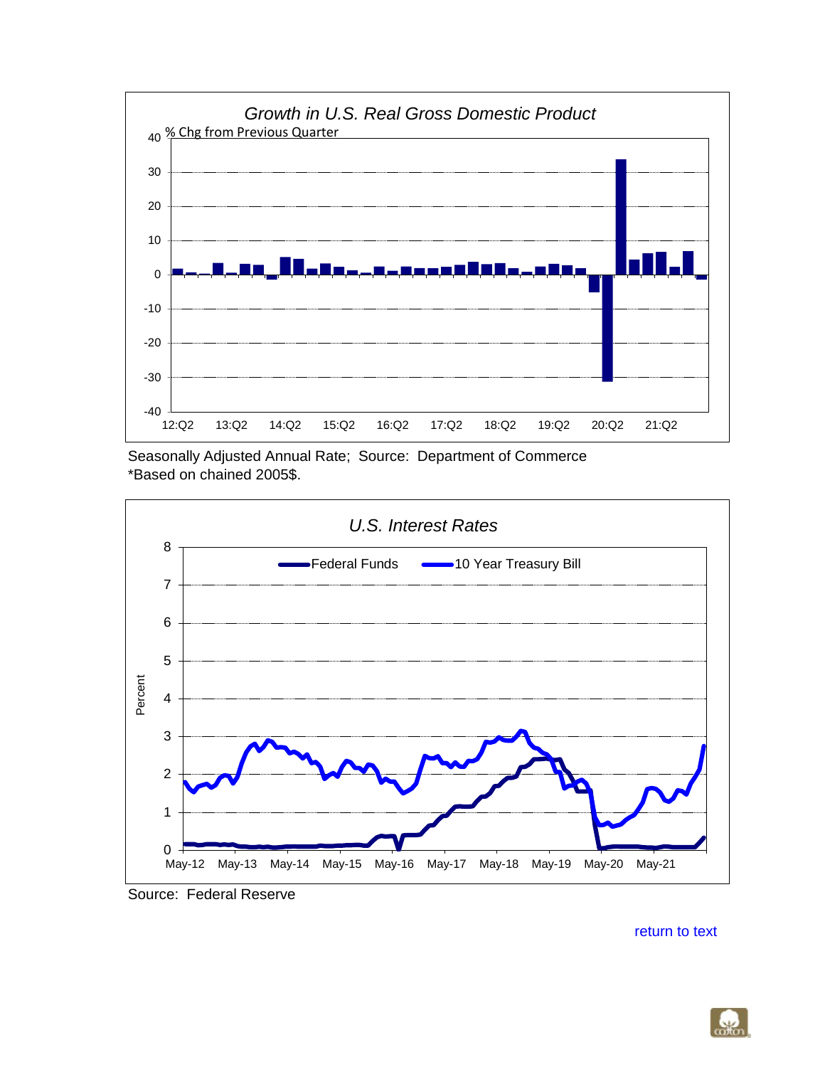*Growth in U.S. Real Gross Domestic Product*

% Chg from Previous Quarter

Seasonally Adjusted Annual Rate; Source: Department of Commerce
*Based on chained 2005$.

*U.S. Interest Rates*

Federal Funds — 10 Year Treasury Bill

Source: Federal Reserve

return to text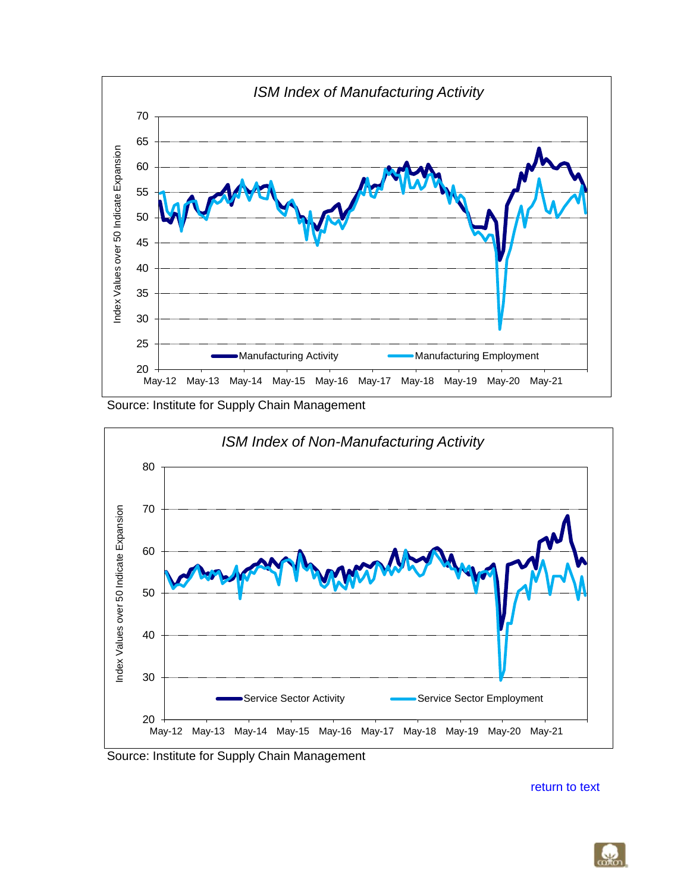### ISM Index of Manufacturing Activity

Source: Institute for Supply Chain Management

### ISM Index of Non-Manufacturing Activity

Source: Institute for Supply Chain Management

return to text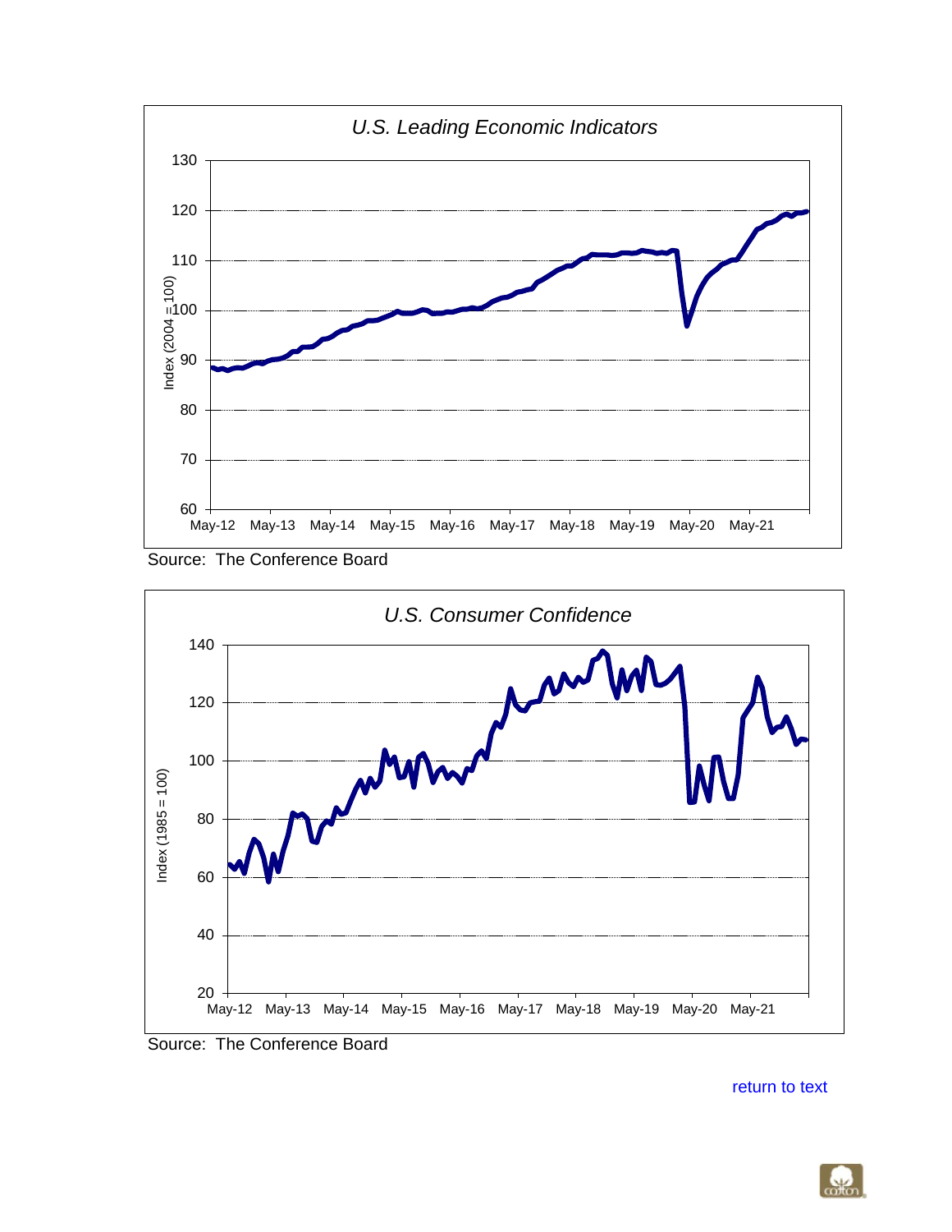*U.S. Leading Economic Indicators*

Source: The Conference Board

*U.S. Consumer Confidence*

Source: The Conference Board

return to text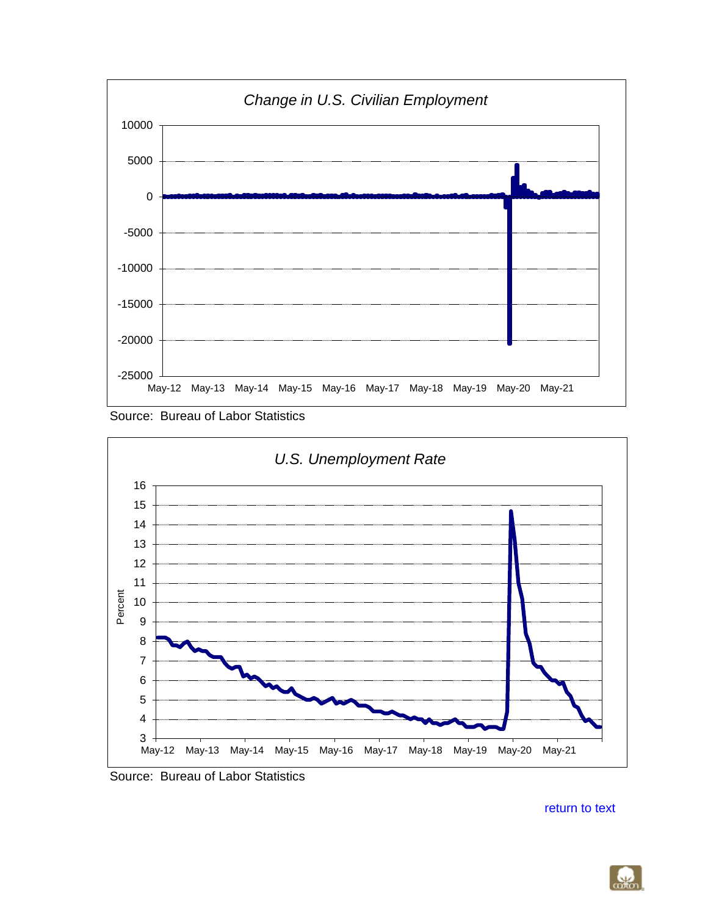## Change in U.S. Civilian Employment

Source: Bureau of Labor Statistics

## U.S. Unemployment Rate

Source: Bureau of Labor Statistics

return to text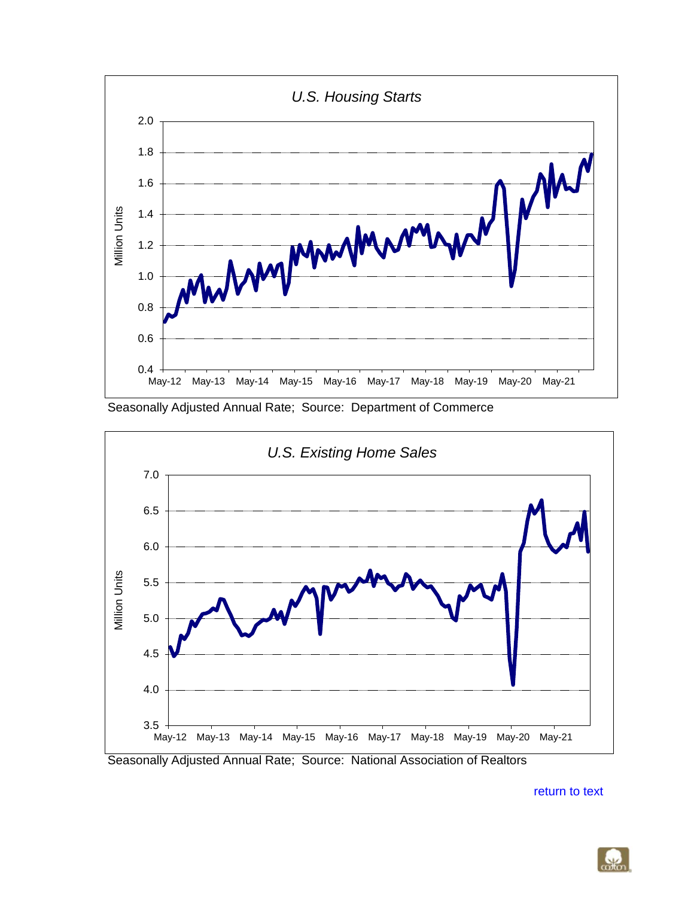*U.S. Housing Starts*

Seasonally Adjusted Annual Rate; Source: Department of Commerce

*U.S. Existing Home Sales*

Seasonally Adjusted Annual Rate; Source: National Association of Realtors

return to text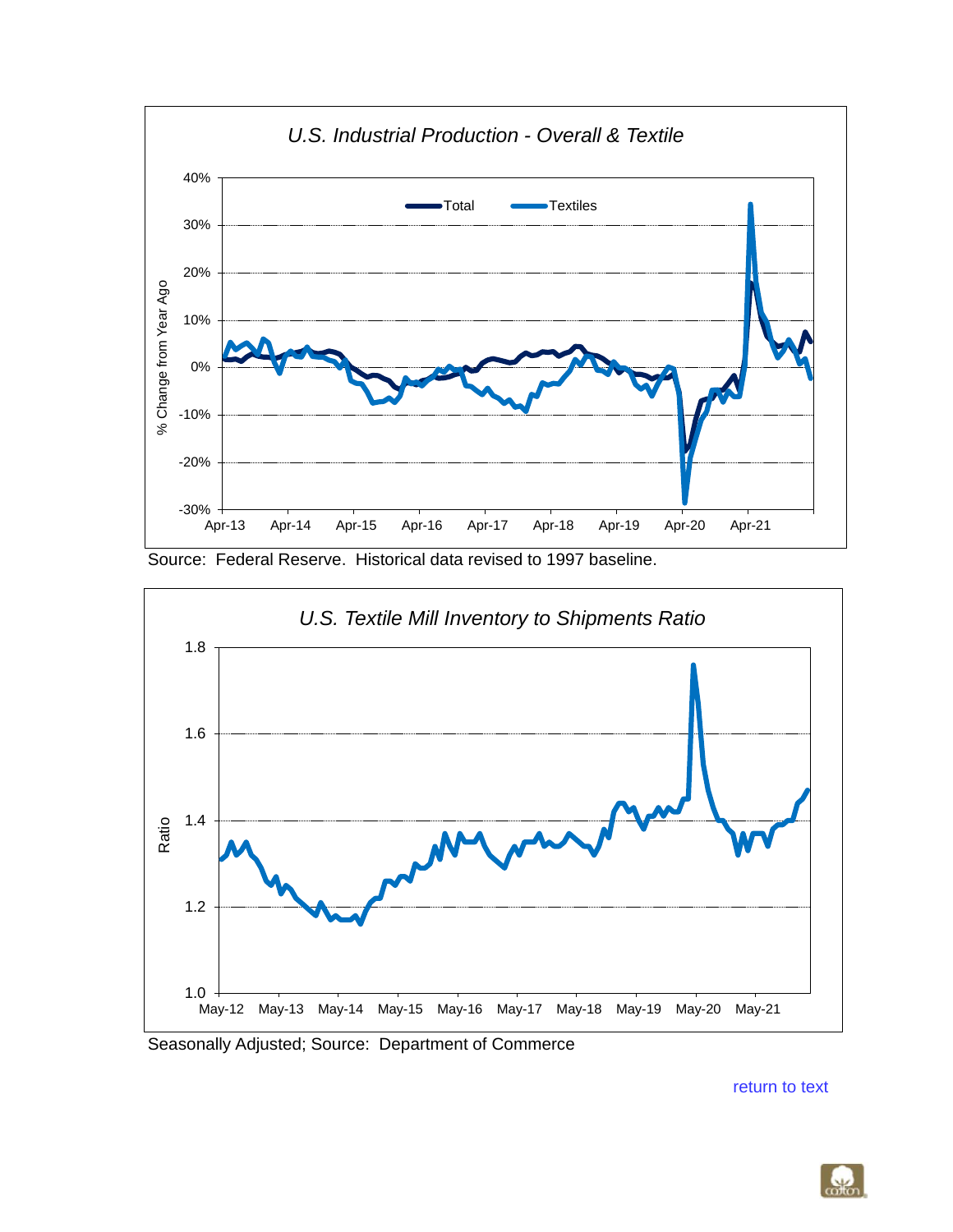*U.S. Industrial Production - Overall & Textile*

Source: Federal Reserve. Historical data revised to 1997 baseline.

*U.S. Textile Mill Inventory to Shipments Ratio*

Seasonally Adjusted; Source: Department of Commerce

return to text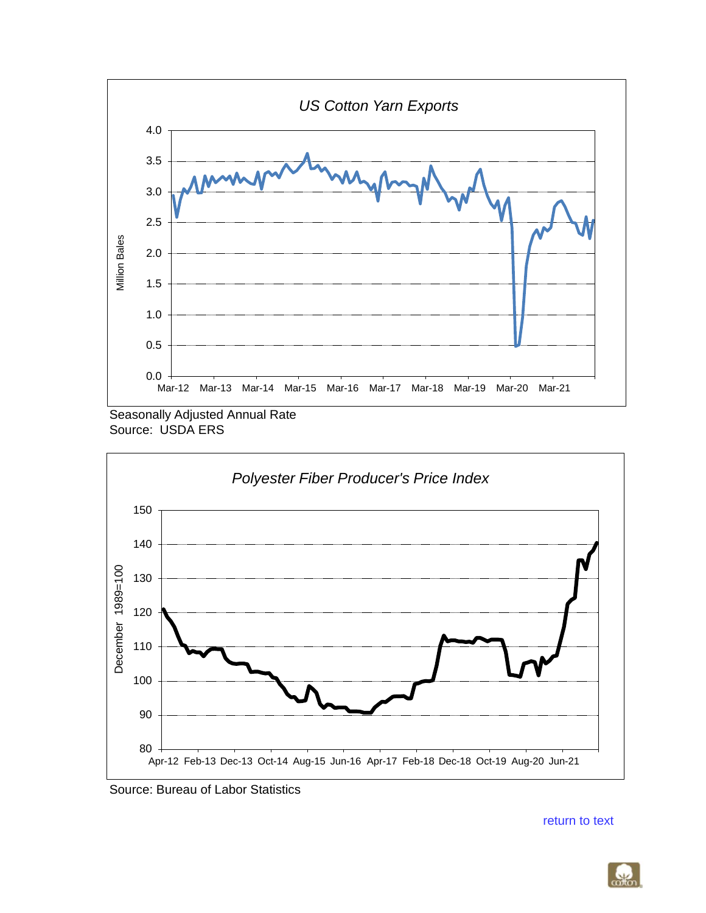US Cotton Yarn Exports

Seasonally Adjusted Annual Rate
Source: USDA ERS

Polyester Fiber Producer's Price Index

Source: Bureau of Labor Statistics

return to text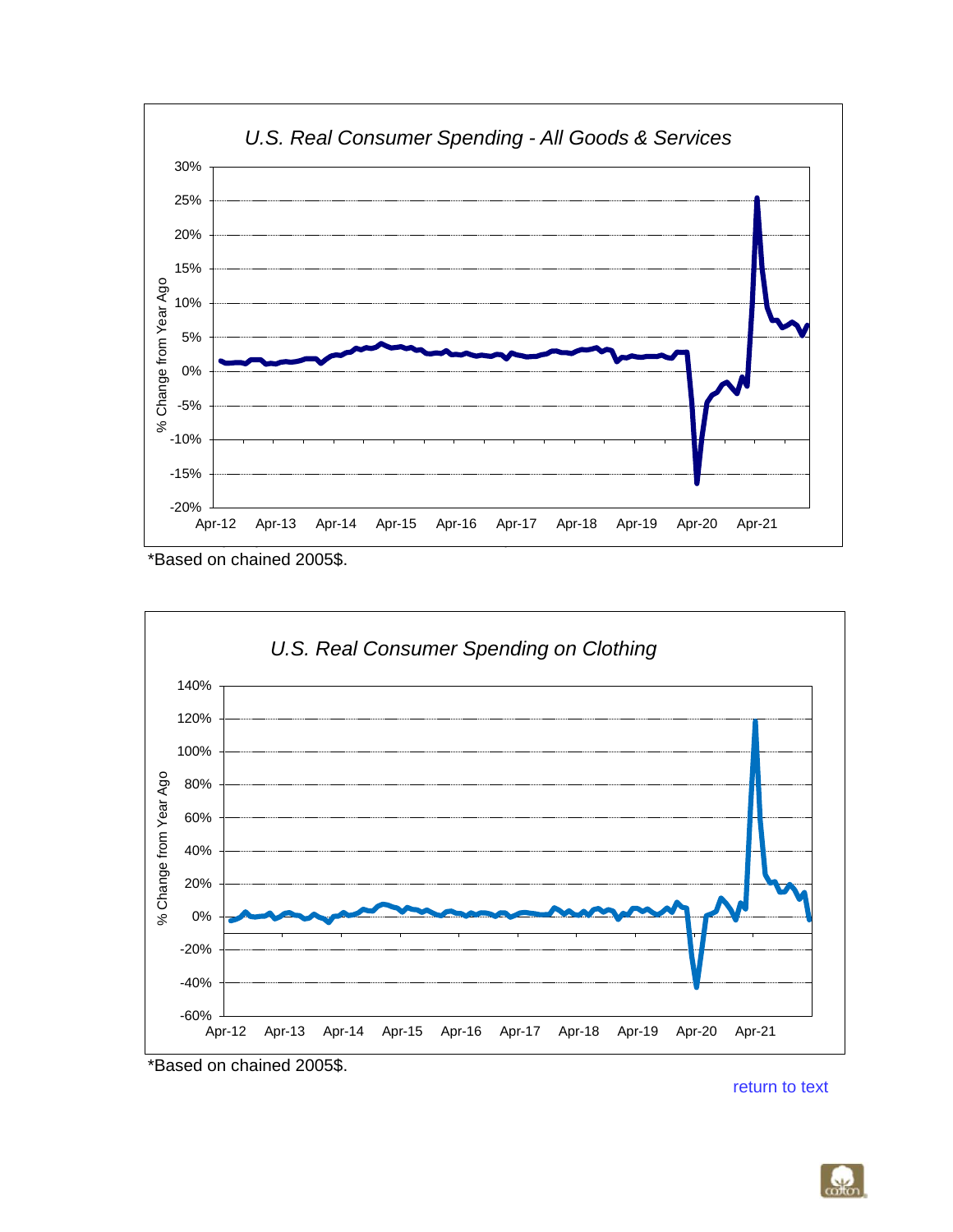## U.S. Real Consumer Spending - All Goods & Services

*Based on chained 2005$.

## U.S. Real Consumer Spending on Clothing

*Based on chained 2005$.

return to text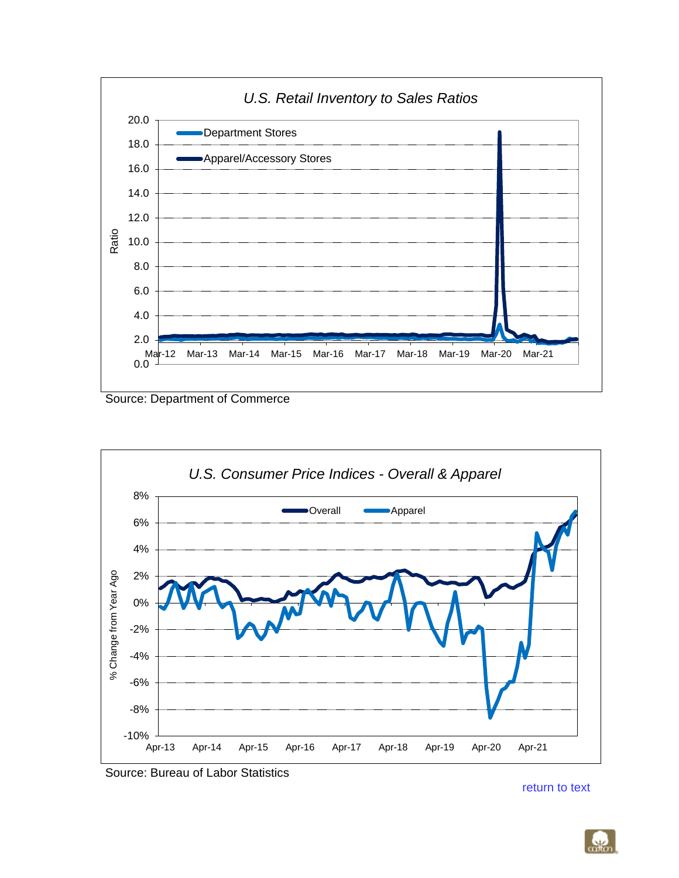## U.S. Retail Inventory to Sales Ratios

Source: Department of Commerce

## U.S. Consumer Price Indices - Overall & Apparel

Source: Bureau of Labor Statistics

return to text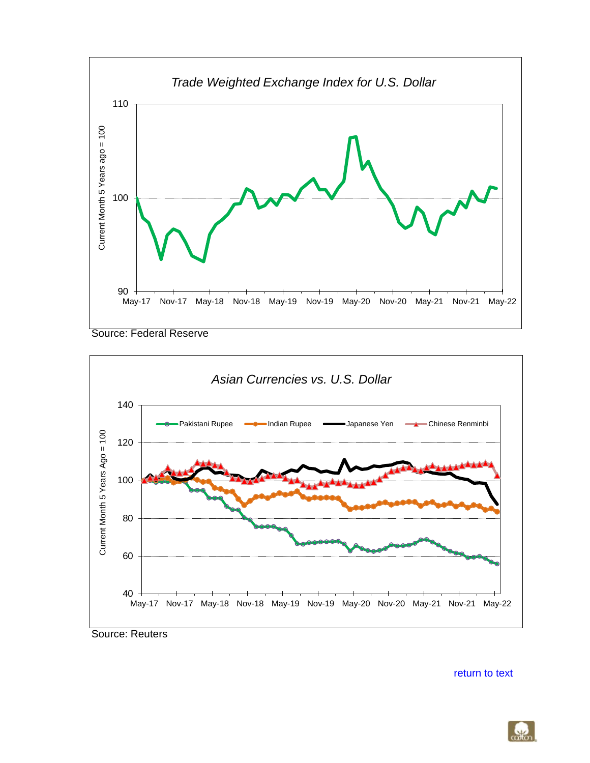*Trade Weighted Exchange Index for U.S. Dollar*

Current Month 5 Years ago = 100

Source: Federal Reserve

*Asian Currencies vs. U.S. Dollar*

Pakistani Rupee | Indian Rupee | Japanese Yen | Chinese Renminbi

Current Month 5 Years Ago = 100

Source: Reuters

return to text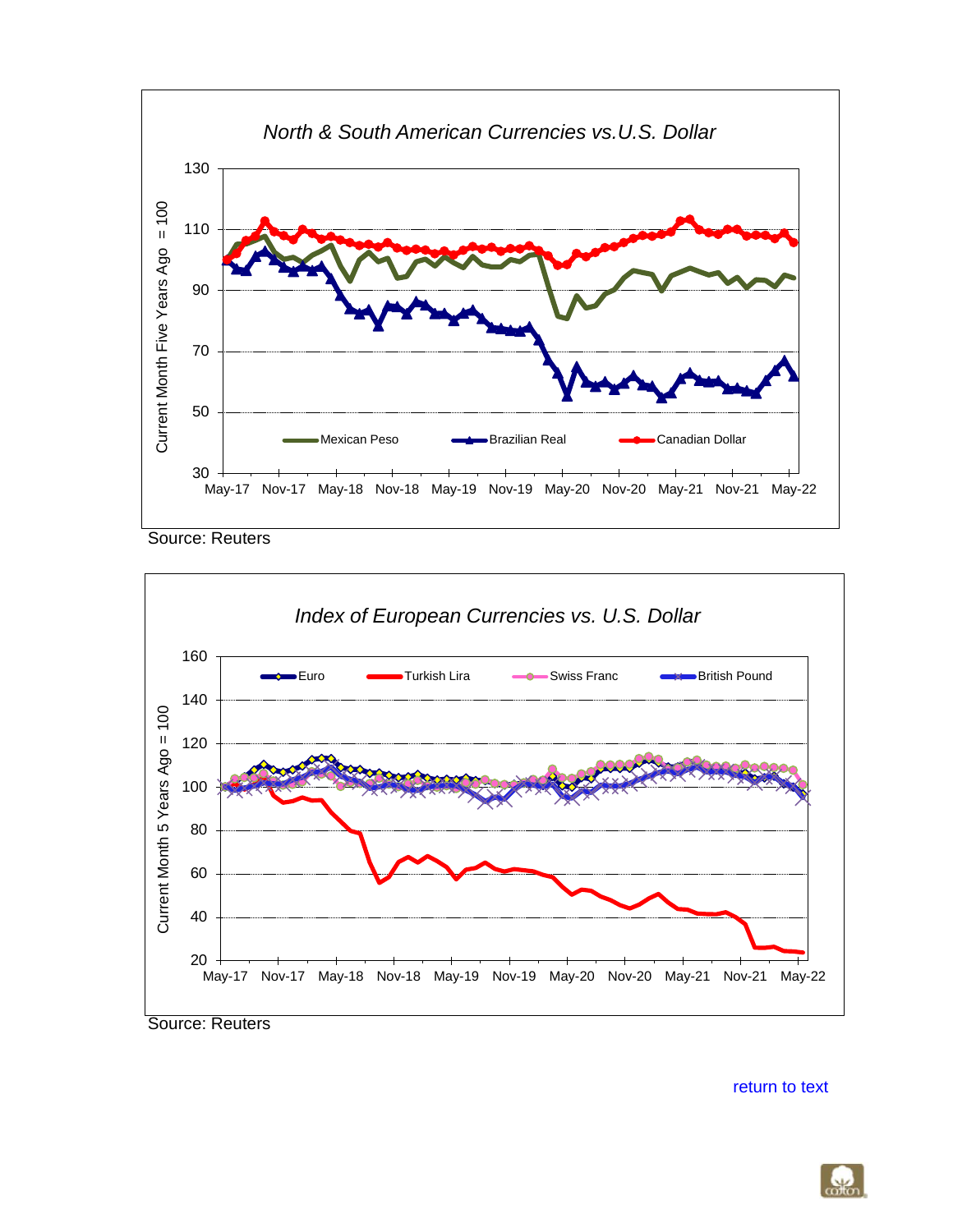North & South American Currencies vs.U.S. Dollar

Source: Reuters

Index of European Currencies vs. U.S. Dollar

Source: Reuters

return to text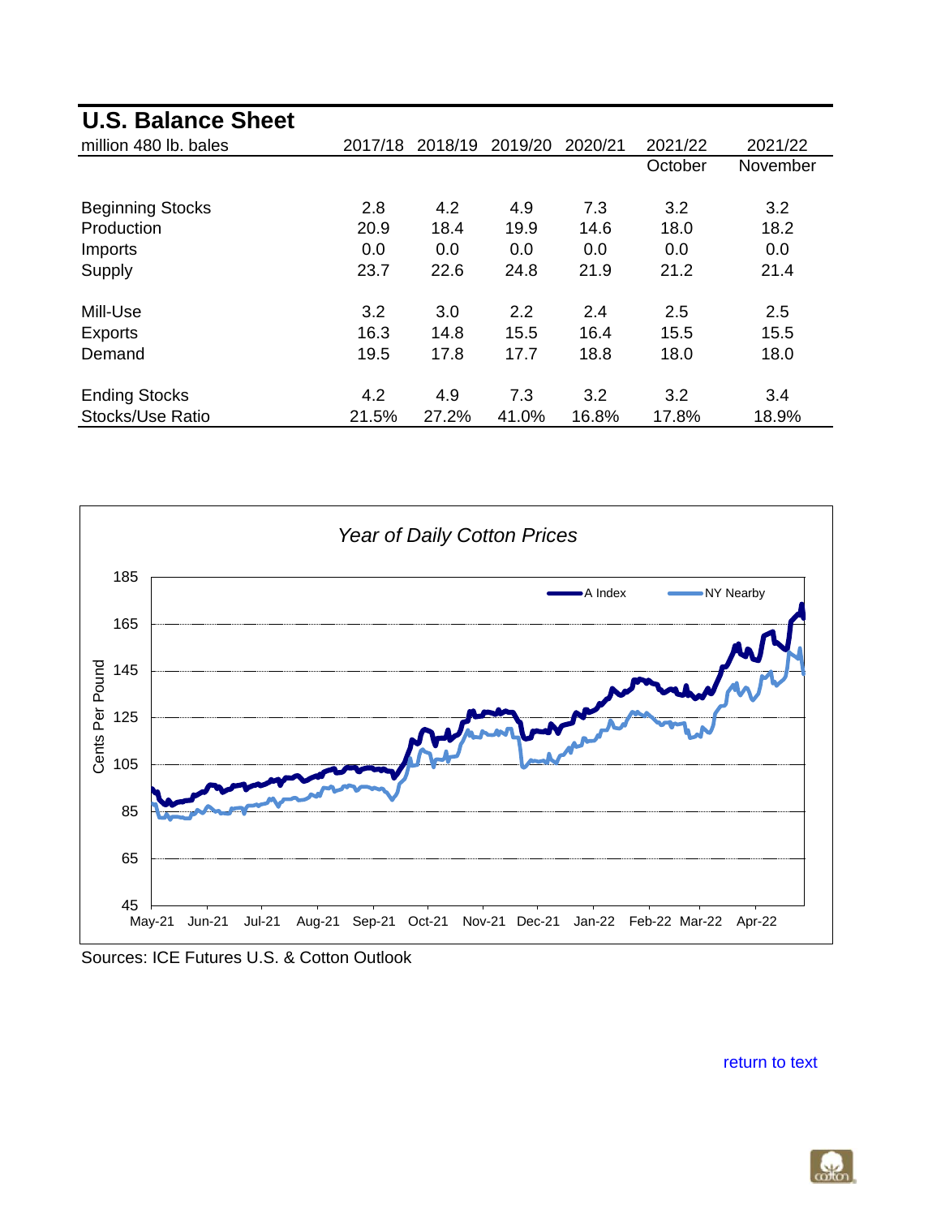## U.S. Balance Sheet

| million 480 lb. bales | 2017/18 | 2018/19 | 2019/20 | 2020/21 | 2021/22 October | 2021/22 November |
|---|---|---|---|---|---|---|
| Beginning Stocks | 2.8 | 4.2 | 4.9 | 7.3 | 3.2 | 3.2 |
| Production | 20.9 | 18.4 | 19.9 | 14.6 | 18.0 | 18.2 |
| Imports | 0.0 | 0.0 | 0.0 | 0.0 | 0.0 | 0.0 |
| Supply | 23.7 | 22.6 | 24.8 | 21.9 | 21.2 | 21.4 |
| Mill-Use | 3.2 | 3.0 | 2.2 | 2.4 | 2.5 | 2.5 |
| Exports | 16.3 | 14.8 | 15.5 | 16.4 | 15.5 | 15.5 |
| Demand | 19.5 | 17.8 | 17.7 | 18.8 | 18.0 | 18.0 |
| Ending Stocks | 4.2 | 4.9 | 7.3 | 3.2 | 3.2 | 3.4 |
| Stocks/Use Ratio | 21.5% | 27.2% | 41.0% | 16.8% | 17.8% | 18.9% |

*Year of Daily Cotton Prices*

A Index
NY Nearby

Cents Per Pound

185
165
145
125
105
85
65
45

May-21 Jun-21 Jul-21 Aug-21 Sep-21 Oct-21 Nov-21 Dec-21 Jan-22 Feb-22 Mar-22 Apr-22

Sources: ICE Futures U.S. & Cotton Outlook

return to text